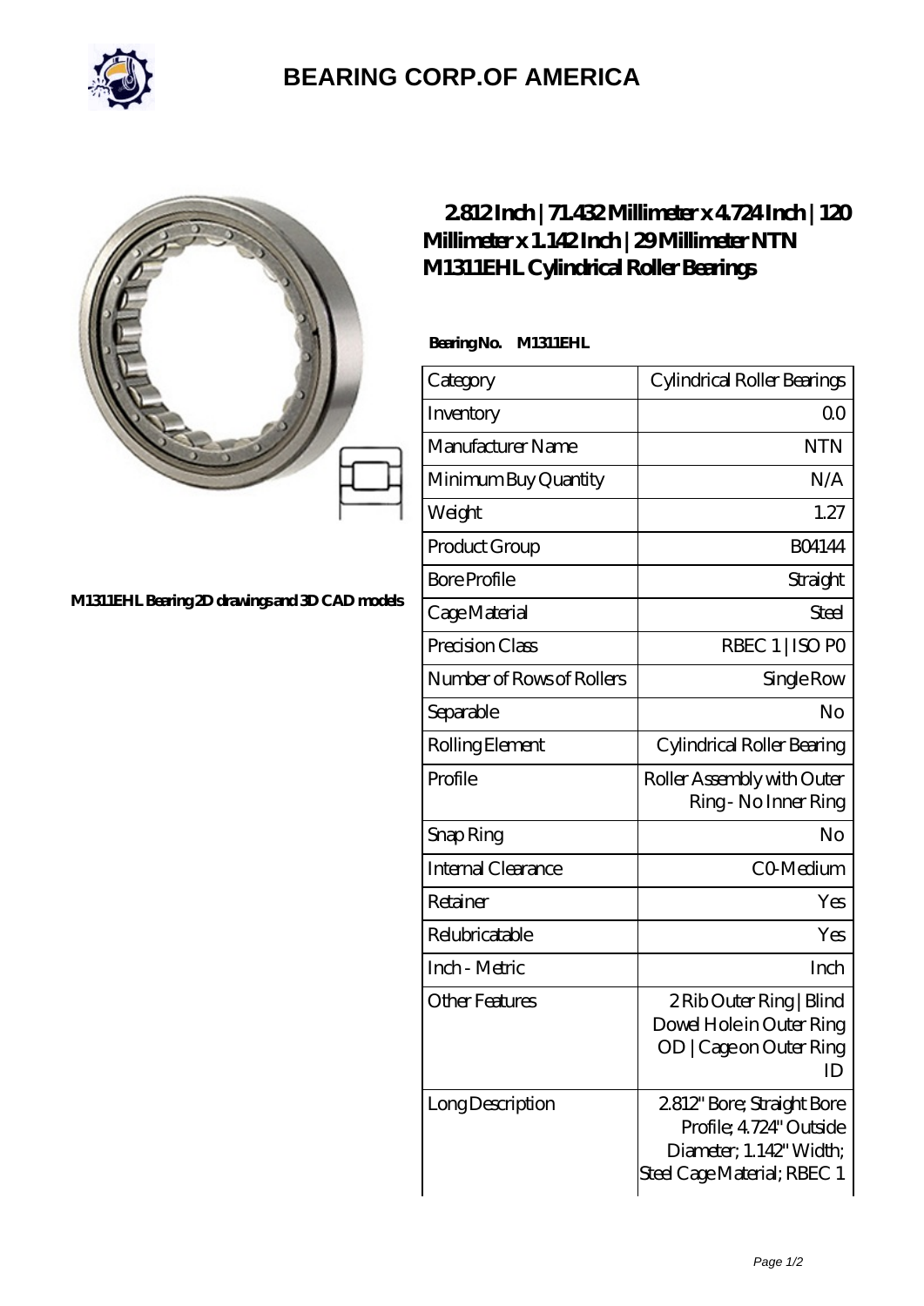# BEARING CORP.OF AMERICA

M1311EHL Bearing 2D drawings and 3D CAD models

## 2.812 Inch | 71.432 Millimeter x 4.724 Inch | 120 Millimeter x 1.142 Inch | 29 Millimeter NTN M1311EHL Cylindrical Roller Bearings

**Bearing No. M1311EHL**

| Category | Cylindrical Roller Bearings |
|---|---|
| Inventory | 0.0 |
| Manufacturer Name | NTN |
| Minimum Buy Quantity | N/A |
| Weight | 1.27 |
| Product Group | B04144 |
| Bore Profile | Straight |
| Cage Material | Steel |
| Precision Class | RBEC 1 \| ISO P0 |
| Number of Rows of Rollers | Single Row |
| Separable | No |
| Rolling Element | Cylindrical Roller Bearing |
| Profile | Roller Assembly with Outer Ring - No Inner Ring |
| Snap Ring | No |
| Internal Clearance | C0-Medium |
| Retainer | Yes |
| Relubricatable | Yes |
| Inch - Metric | Inch |
| Other Features | 2 Rib Outer Ring \| Blind Dowel Hole in Outer Ring OD \| Cage on Outer Ring ID |
| Long Description | 2.812" Bore; Straight Bore Profile; 4.724" Outside Diameter; 1.142" Width; Steel Cage Material; RBEC 1 |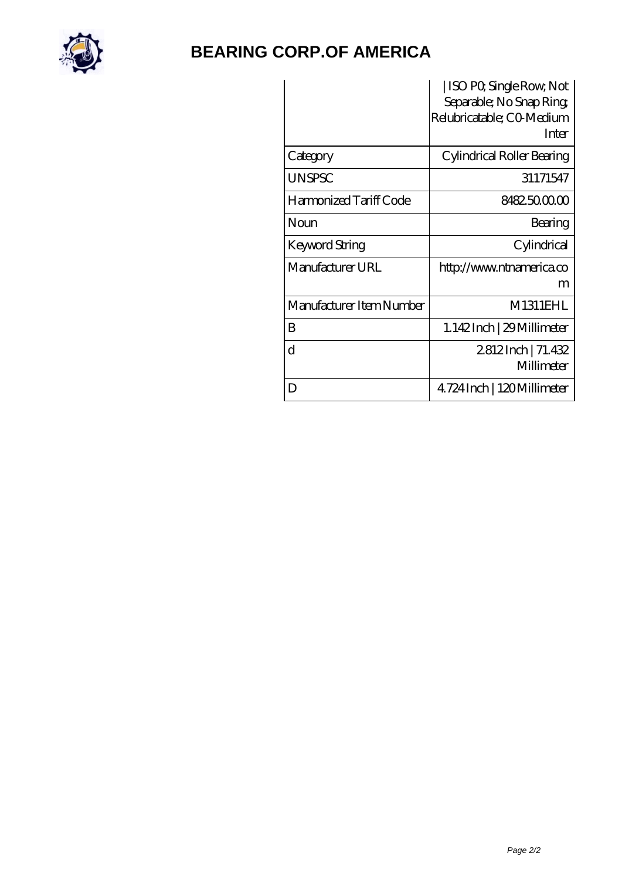# BEARING CORP.OF AMERICA

| | |
|---|---|
| | \| ISO P0; Single Row; Not Separable; No Snap Ring; Relubricatable; C0-Medium Inter |
| Category | Cylindrical Roller Bearing |
| UNSPSC | 31171547 |
| Harmonized Tariff Code | 8482.50.00.00 |
| Noun | Bearing |
| Keyword String | Cylindrical |
| Manufacturer URL | http://www.ntnamerica.com |
| Manufacturer Item Number | M1311EHL |
| B | 1.142 Inch \| 29 Millimeter |
| d | 2.812 Inch \| 71.432 Millimeter |
| D | 4.724 Inch \| 120 Millimeter |